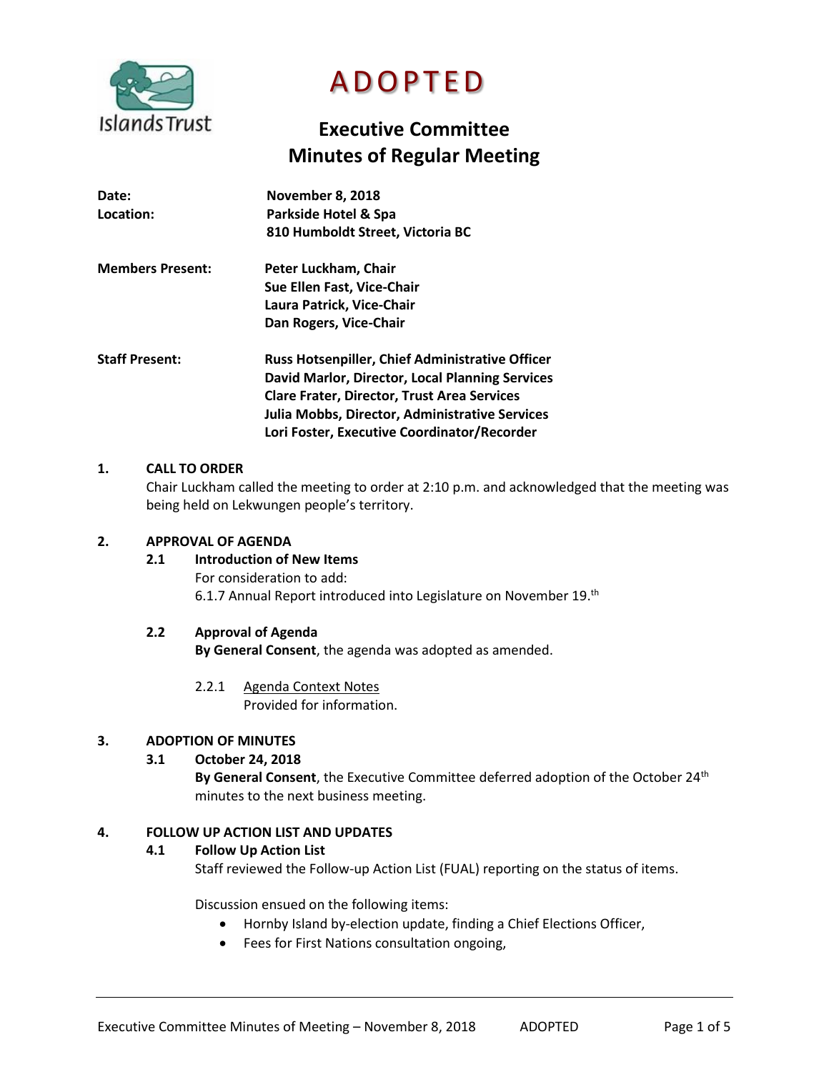# ADOPTED

## Executive Committee
## Minutes of Regular Meeting

**Date:** November 8, 2018
**Location:** Parkside Hotel & Spa
810 Humboldt Street, Victoria BC

**Members Present:**
Peter Luckham, Chair
Sue Ellen Fast, Vice-Chair
Laura Patrick, Vice-Chair
Dan Rogers, Vice-Chair

**Staff Present:**
Russ Hotsenpiller, Chief Administrative Officer
David Marlor, Director, Local Planning Services
Clare Frater, Director, Trust Area Services
Julia Mobbs, Director, Administrative Services
Lori Foster, Executive Coordinator/Recorder

### 1. CALL TO ORDER

Chair Luckham called the meeting to order at 2:10 p.m. and acknowledged that the meeting was being held on Lekwungen people's territory.

### 2. APPROVAL OF AGENDA

#### 2.1 Introduction of New Items

For consideration to add:
6.1.7 Annual Report introduced into Legislature on November 19.th

#### 2.2 Approval of Agenda

**By General Consent**, the agenda was adopted as amended.

2.2.1 Agenda Context Notes
Provided for information.

### 3. ADOPTION OF MINUTES

#### 3.1 October 24, 2018

**By General Consent**, the Executive Committee deferred adoption of the October 24th minutes to the next business meeting.

### 4. FOLLOW UP ACTION LIST AND UPDATES

#### 4.1 Follow Up Action List

Staff reviewed the Follow-up Action List (FUAL) reporting on the status of items.

Discussion ensued on the following items:

- Hornby Island by-election update, finding a Chief Elections Officer,
- Fees for First Nations consultation ongoing,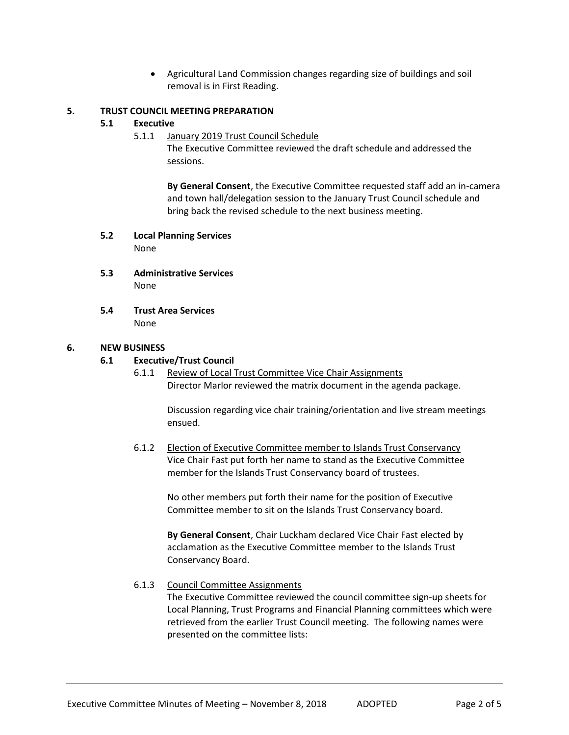- Agricultural Land Commission changes regarding size of buildings and soil removal is in First Reading.

## 5. TRUST COUNCIL MEETING PREPARATION

### 5.1 Executive

5.1.1 January 2019 Trust Council Schedule

The Executive Committee reviewed the draft schedule and addressed the sessions.

**By General Consent**, the Executive Committee requested staff add an in-camera and town hall/delegation session to the January Trust Council schedule and bring back the revised schedule to the next business meeting.

### 5.2 Local Planning Services

None

### 5.3 Administrative Services

None

### 5.4 Trust Area Services

None

## 6. NEW BUSINESS

### 6.1 Executive/Trust Council

6.1.1 Review of Local Trust Committee Vice Chair Assignments

Director Marlor reviewed the matrix document in the agenda package.

Discussion regarding vice chair training/orientation and live stream meetings ensued.

6.1.2 Election of Executive Committee member to Islands Trust Conservancy

Vice Chair Fast put forth her name to stand as the Executive Committee member for the Islands Trust Conservancy board of trustees.

No other members put forth their name for the position of Executive Committee member to sit on the Islands Trust Conservancy board.

**By General Consent**, Chair Luckham declared Vice Chair Fast elected by acclamation as the Executive Committee member to the Islands Trust Conservancy Board.

6.1.3 Council Committee Assignments

The Executive Committee reviewed the council committee sign-up sheets for Local Planning, Trust Programs and Financial Planning committees which were retrieved from the earlier Trust Council meeting. The following names were presented on the committee lists: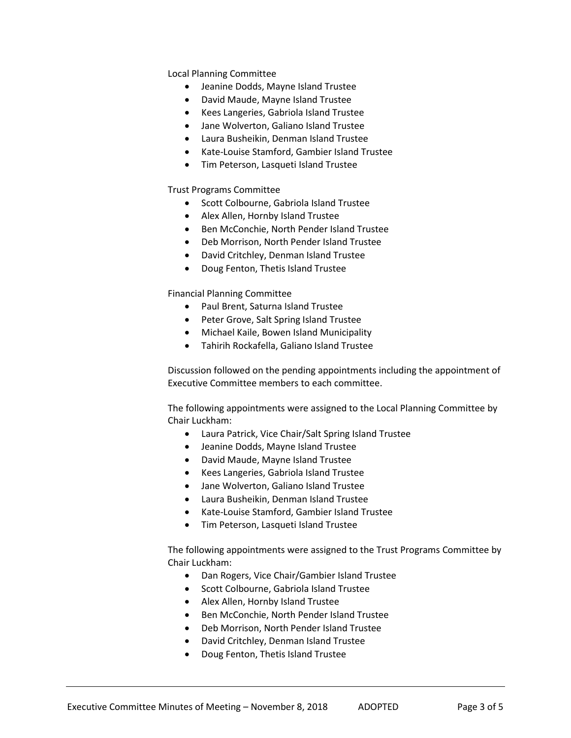Local Planning Committee

- Jeanine Dodds, Mayne Island Trustee
- David Maude, Mayne Island Trustee
- Kees Langeries, Gabriola Island Trustee
- Jane Wolverton, Galiano Island Trustee
- Laura Busheikin, Denman Island Trustee
- Kate-Louise Stamford, Gambier Island Trustee
- Tim Peterson, Lasqueti Island Trustee

Trust Programs Committee

- Scott Colbourne, Gabriola Island Trustee
- Alex Allen, Hornby Island Trustee
- Ben McConchie, North Pender Island Trustee
- Deb Morrison, North Pender Island Trustee
- David Critchley, Denman Island Trustee
- Doug Fenton, Thetis Island Trustee

Financial Planning Committee

- Paul Brent, Saturna Island Trustee
- Peter Grove, Salt Spring Island Trustee
- Michael Kaile, Bowen Island Municipality
- Tahirih Rockafella, Galiano Island Trustee

Discussion followed on the pending appointments including the appointment of Executive Committee members to each committee.

The following appointments were assigned to the Local Planning Committee by Chair Luckham:

- Laura Patrick, Vice Chair/Salt Spring Island Trustee
- Jeanine Dodds, Mayne Island Trustee
- David Maude, Mayne Island Trustee
- Kees Langeries, Gabriola Island Trustee
- Jane Wolverton, Galiano Island Trustee
- Laura Busheikin, Denman Island Trustee
- Kate-Louise Stamford, Gambier Island Trustee
- Tim Peterson, Lasqueti Island Trustee

The following appointments were assigned to the Trust Programs Committee by Chair Luckham:

- Dan Rogers, Vice Chair/Gambier Island Trustee
- Scott Colbourne, Gabriola Island Trustee
- Alex Allen, Hornby Island Trustee
- Ben McConchie, North Pender Island Trustee
- Deb Morrison, North Pender Island Trustee
- David Critchley, Denman Island Trustee
- Doug Fenton, Thetis Island Trustee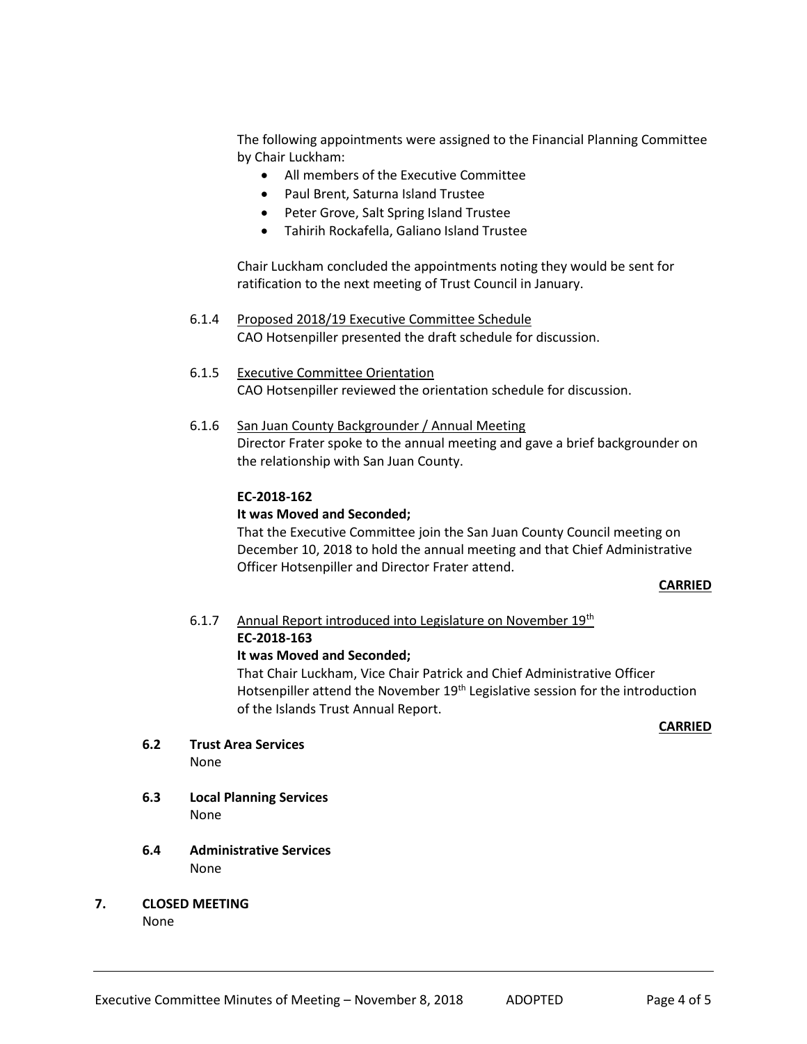The following appointments were assigned to the Financial Planning Committee by Chair Luckham:

- All members of the Executive Committee
- Paul Brent, Saturna Island Trustee
- Peter Grove, Salt Spring Island Trustee
- Tahirih Rockafella, Galiano Island Trustee

Chair Luckham concluded the appointments noting they would be sent for ratification to the next meeting of Trust Council in January.

6.1.4 Proposed 2018/19 Executive Committee Schedule

CAO Hotsenpiller presented the draft schedule for discussion.

6.1.5 Executive Committee Orientation

CAO Hotsenpiller reviewed the orientation schedule for discussion.

6.1.6 San Juan County Backgrounder / Annual Meeting

Director Frater spoke to the annual meeting and gave a brief backgrounder on the relationship with San Juan County.

**EC-2018-162**

**It was Moved and Seconded;**

That the Executive Committee join the San Juan County Council meeting on December 10, 2018 to hold the annual meeting and that Chief Administrative Officer Hotsenpiller and Director Frater attend.

**CARRIED**

6.1.7 Annual Report introduced into Legislature on November 19th

**EC-2018-163**

**It was Moved and Seconded;**

That Chair Luckham, Vice Chair Patrick and Chief Administrative Officer Hotsenpiller attend the November 19th Legislative session for the introduction of the Islands Trust Annual Report.

**CARRIED**

**6.2 Trust Area Services**

None

**6.3 Local Planning Services**

None

**6.4 Administrative Services**

None

## 7. CLOSED MEETING

None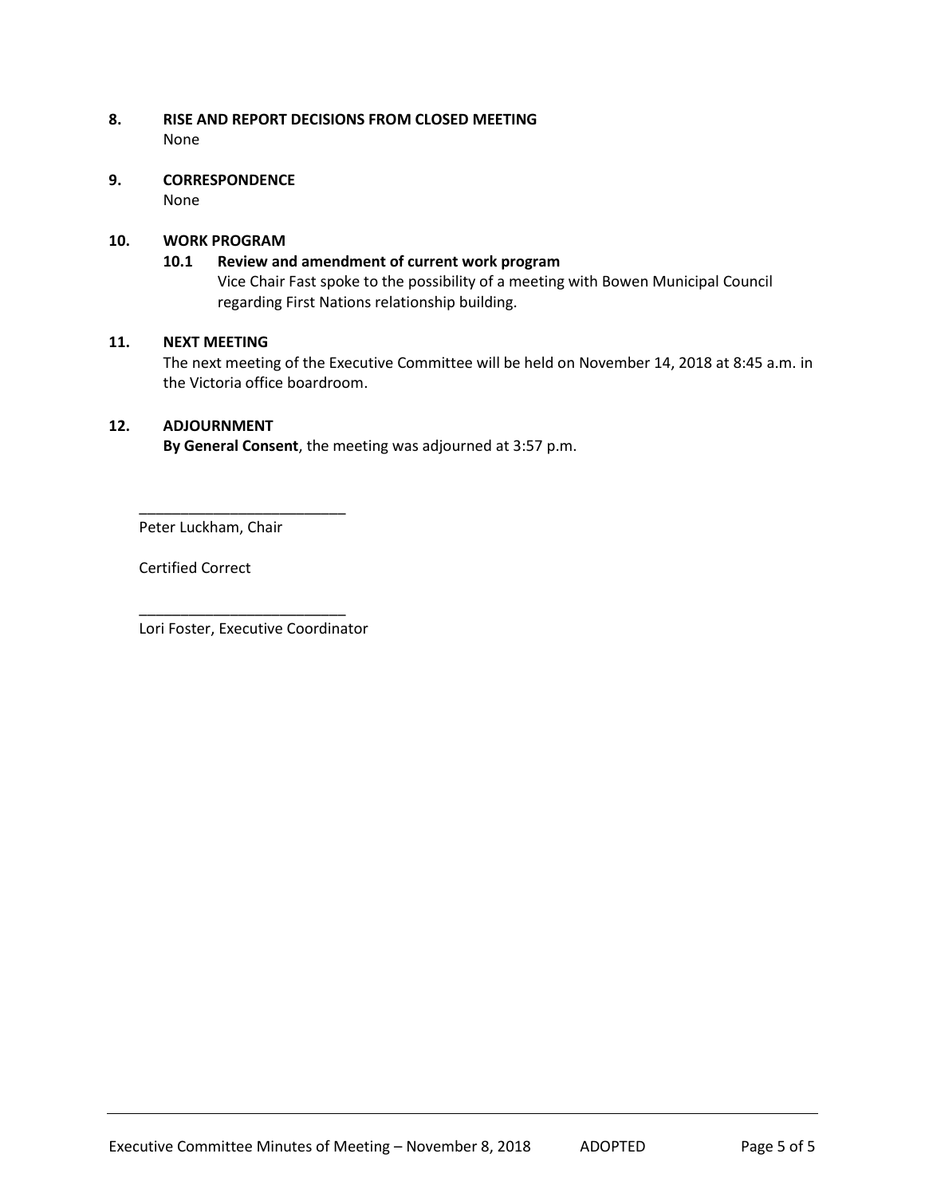## 8. RISE AND REPORT DECISIONS FROM CLOSED MEETING

None

## 9. CORRESPONDENCE

None

## 10. WORK PROGRAM

### 10.1 Review and amendment of current work program

Vice Chair Fast spoke to the possibility of a meeting with Bowen Municipal Council regarding First Nations relationship building.

## 11. NEXT MEETING

The next meeting of the Executive Committee will be held on November 14, 2018 at 8:45 a.m. in the Victoria office boardroom.

## 12. ADJOURNMENT

**By General Consent**, the meeting was adjourned at 3:57 p.m.

_________________________
Peter Luckham, Chair

Certified Correct

_________________________
Lori Foster, Executive Coordinator